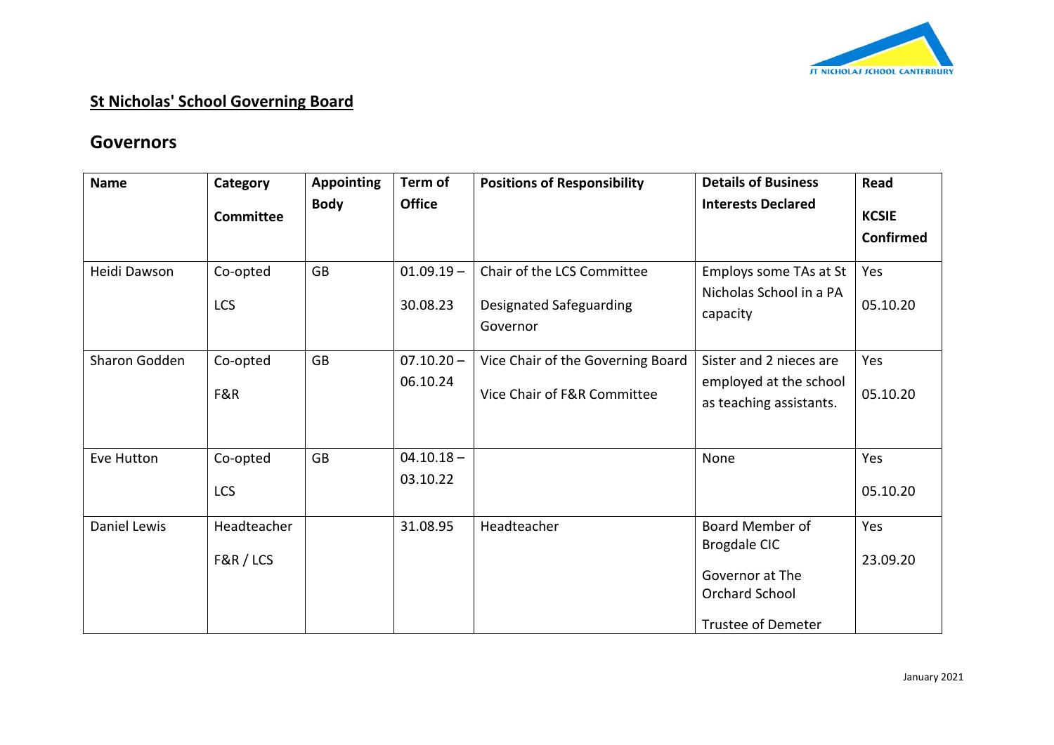## St Nicholas' School Governing Board

## Governors

| Name | Category<br>Committee | Appointing Body | Term of Office | Positions of Responsibility | Details of Business Interests Declared | Read KCSIE Confirmed |
|---|---|---|---|---|---|---|
| Heidi Dawson | Co-opted<br>LCS | GB | 01.09.19 – 30.08.23 | Chair of the LCS Committee<br>Designated Safeguarding Governor | Employs some TAs at St Nicholas School in a PA capacity | Yes<br>05.10.20 |
| Sharon Godden | Co-opted<br>F&R | GB | 07.10.20 – 06.10.24 | Vice Chair of the Governing Board<br>Vice Chair of F&R Committee | Sister and 2 nieces are employed at the school as teaching assistants. | Yes<br>05.10.20 |
| Eve Hutton | Co-opted<br>LCS | GB | 04.10.18 – 03.10.22 | | None | Yes<br>05.10.20 |
| Daniel Lewis | Headteacher<br>F&R / LCS | | 31.08.95 | Headteacher | Board Member of Brogdale CIC<br>Governor at The Orchard School<br>Trustee of Demeter | Yes<br>23.09.20 |

January 2021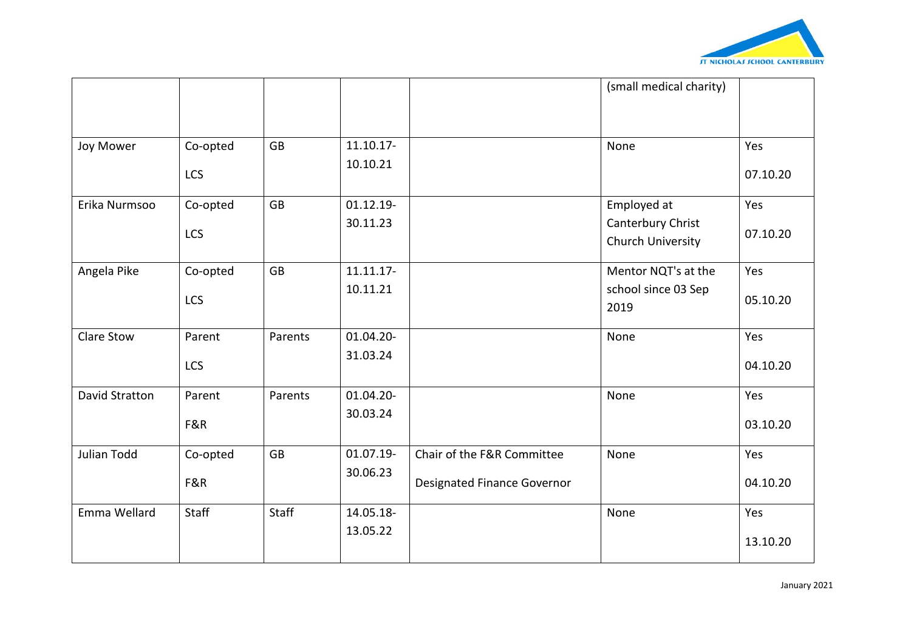| | | | | | | |
|---|---|---|---|---|---|---|
| | | | | | (small medical charity) | |
| Joy Mower | Co-opted LCS | GB | 11.10.17-10.10.21 | | None | Yes 07.10.20 |
| Erika Nurmsoo | Co-opted LCS | GB | 01.12.19-30.11.23 | | Employed at Canterbury Christ Church University | Yes 07.10.20 |
| Angela Pike | Co-opted LCS | GB | 11.11.17-10.11.21 | | Mentor NQT's at the school since 03 Sep 2019 | Yes 05.10.20 |
| Clare Stow | Parent LCS | Parents | 01.04.20-31.03.24 | | None | Yes 04.10.20 |
| David Stratton | Parent F&R | Parents | 01.04.20-30.03.24 | | None | Yes 03.10.20 |
| Julian Todd | Co-opted F&R | GB | 01.07.19-30.06.23 | Chair of the F&R Committee Designated Finance Governor | None | Yes 04.10.20 |
| Emma Wellard | Staff | Staff | 14.05.18-13.05.22 | | None | Yes 13.10.20 |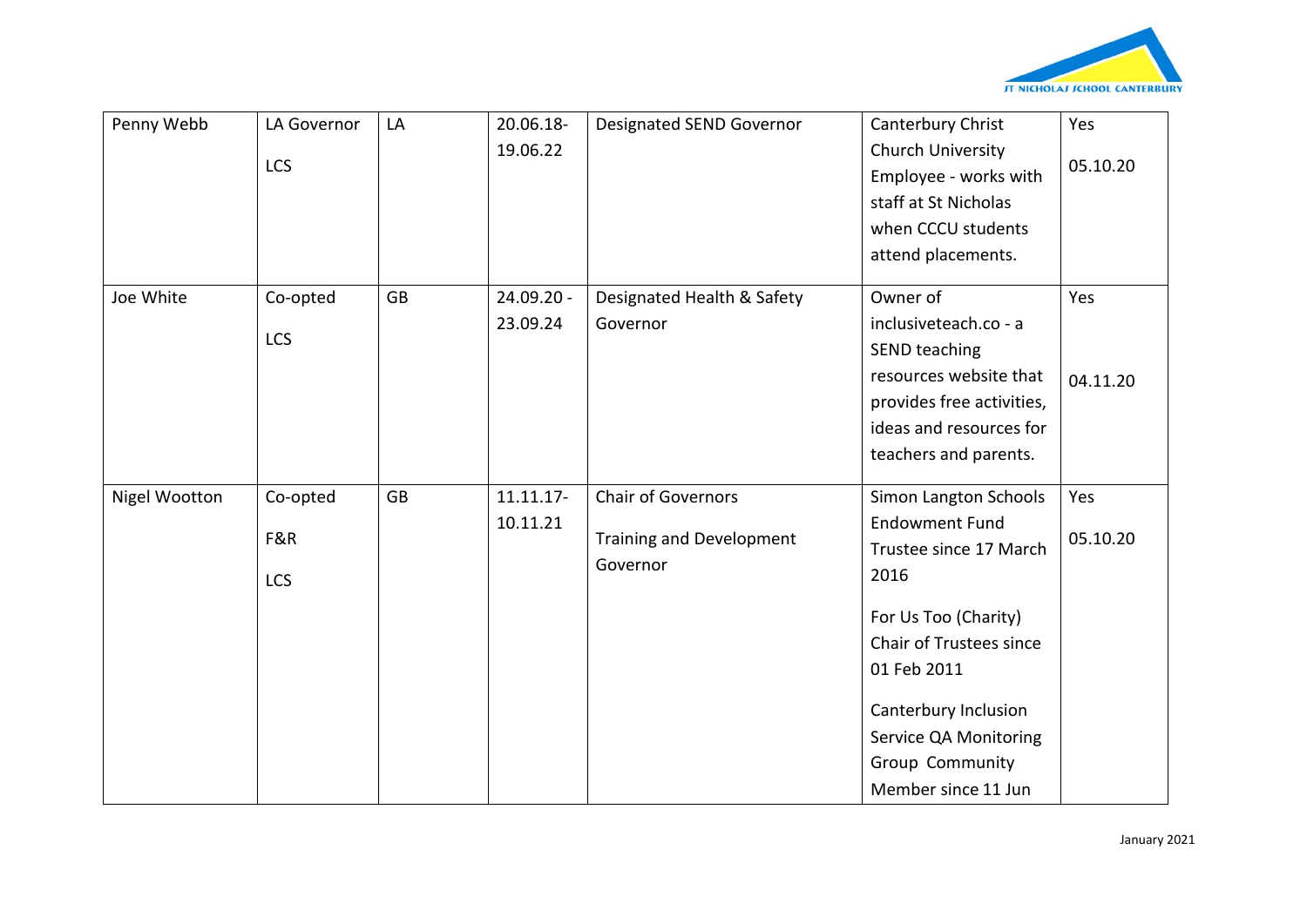| Penny Webb | LA Governor<br><br>LCS | LA | 20.06.18-19.06.22 | Designated SEND Governor | Canterbury Christ Church University Employee - works with staff at St Nicholas when CCCU students attend placements. | Yes<br><br>05.10.20 |
|---|---|---|---|---|---|---|
| Joe White | Co-opted<br><br>LCS | GB | 24.09.20 - 23.09.24 | Designated Health & Safety Governor | Owner of inclusiveteach.co - a SEND teaching resources website that provides free activities, ideas and resources for teachers and parents. | Yes<br><br>04.11.20 |
| Nigel Wootton | Co-opted<br><br>F&R<br><br>LCS | GB | 11.11.17-10.11.21 | Chair of Governors<br><br>Training and Development Governor | Simon Langton Schools Endowment Fund Trustee since 17 March 2016<br><br>For Us Too (Charity) Chair of Trustees since 01 Feb 2011<br><br>Canterbury Inclusion Service QA Monitoring Group Community Member since 11 Jun | Yes<br><br>05.10.20 |

January 2021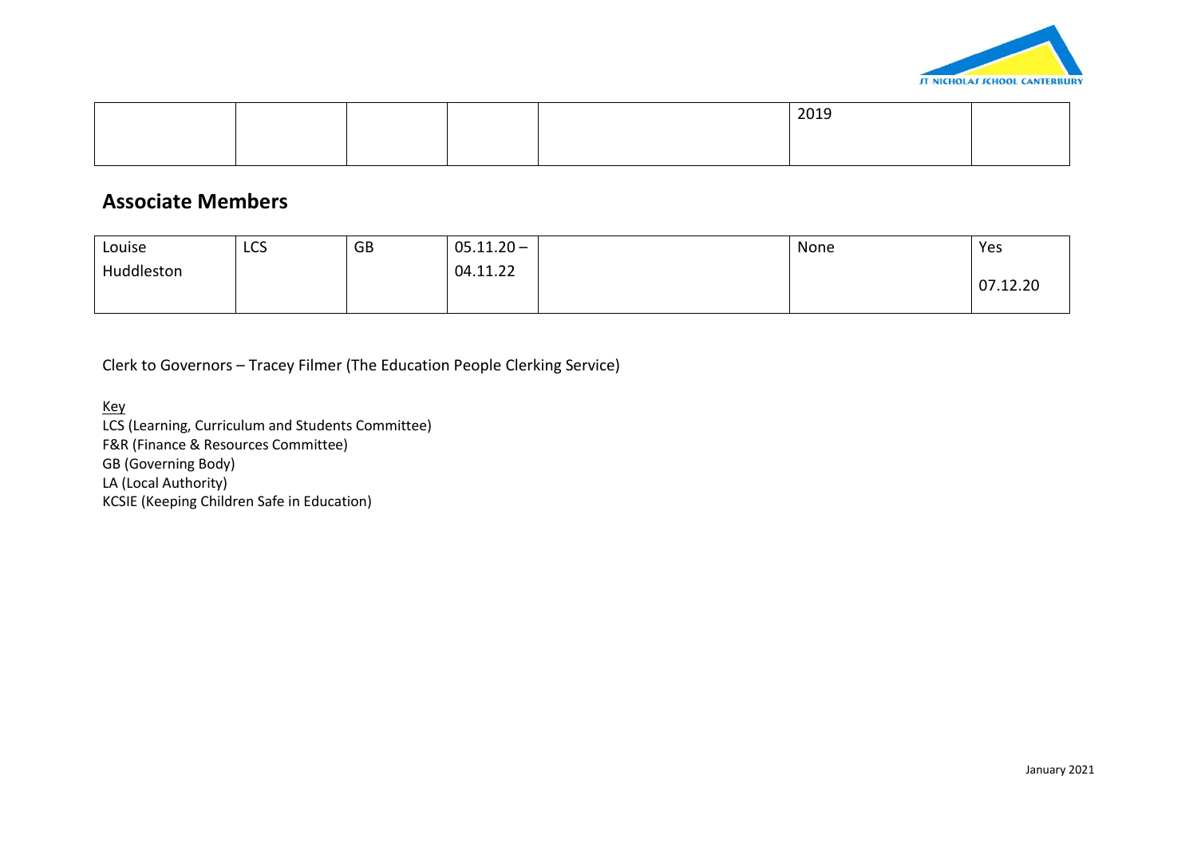| | | | | | | |
|---|---|---|---|---|---|---|
| | | | | | 2019 | |

## Associate Members

| | | | | | | |
|---|---|---|---|---|---|---|
| Louise Huddleston | LCS | GB | 05.11.20 – 04.11.22 | | None | Yes 07.12.20 |

Clerk to Governors – Tracey Filmer (The Education People Clerking Service)

Key

LCS (Learning, Curriculum and Students Committee)
F&R (Finance & Resources Committee)
GB (Governing Body)
LA (Local Authority)
KCSIE (Keeping Children Safe in Education)